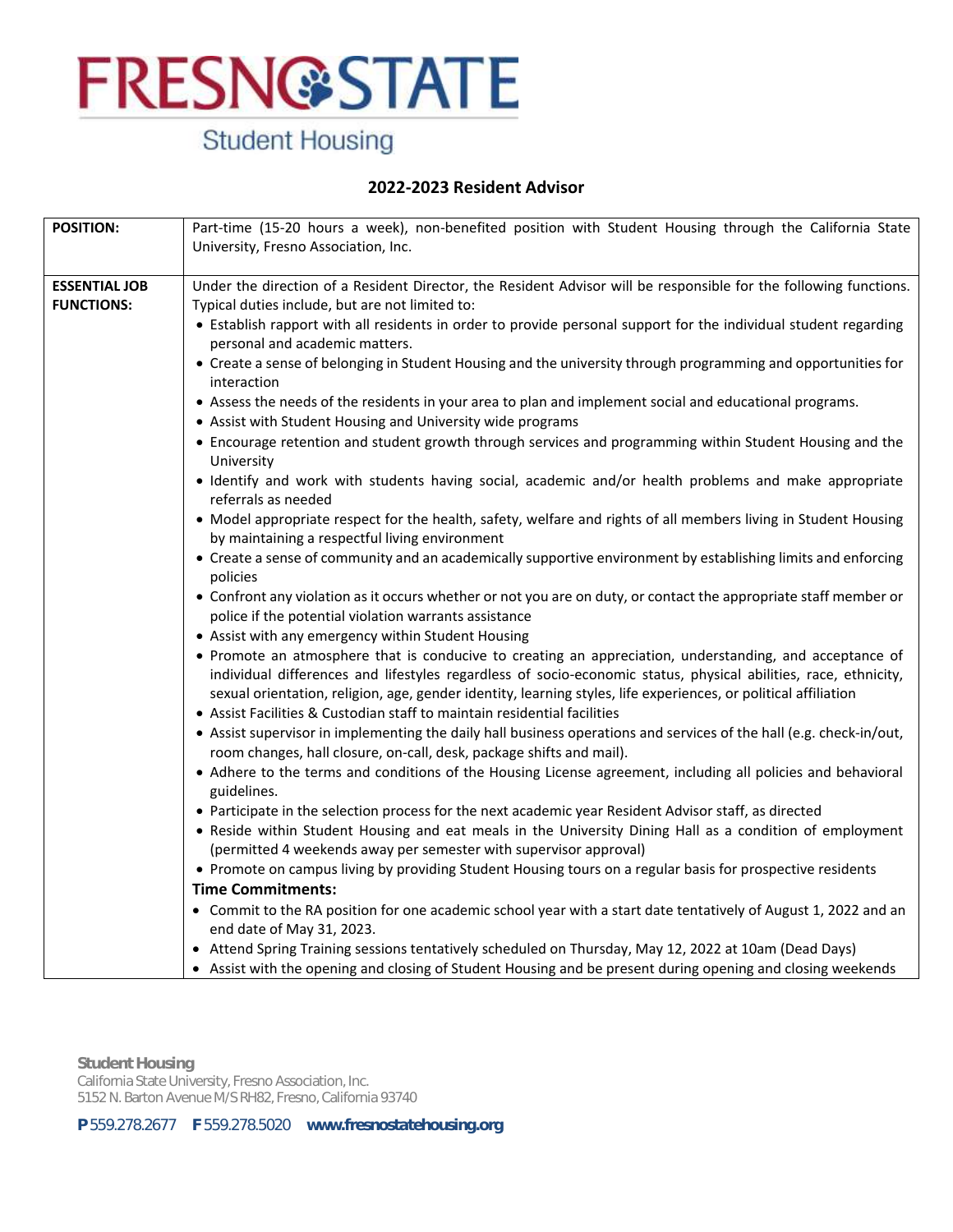# FRESNO STATE

Student Housing

## 2022-2023 Resident Advisor

| | |
|---|---|
| **POSITION:** | Part-time (15-20 hours a week), non-benefited position with Student Housing through the California State University, Fresno Association, Inc. |
| **ESSENTIAL JOB FUNCTIONS:** | Under the direction of a Resident Director, the Resident Advisor will be responsible for the following functions. Typical duties include, but are not limited to:<br>• Establish rapport with all residents in order to provide personal support for the individual student regarding personal and academic matters.<br>• Create a sense of belonging in Student Housing and the university through programming and opportunities for interaction<br>• Assess the needs of the residents in your area to plan and implement social and educational programs.<br>• Assist with Student Housing and University wide programs<br>• Encourage retention and student growth through services and programming within Student Housing and the University<br>• Identify and work with students having social, academic and/or health problems and make appropriate referrals as needed<br>• Model appropriate respect for the health, safety, welfare and rights of all members living in Student Housing by maintaining a respectful living environment<br>• Create a sense of community and an academically supportive environment by establishing limits and enforcing policies<br>• Confront any violation as it occurs whether or not you are on duty, or contact the appropriate staff member or police if the potential violation warrants assistance<br>• Assist with any emergency within Student Housing<br>• Promote an atmosphere that is conducive to creating an appreciation, understanding, and acceptance of individual differences and lifestyles regardless of socio-economic status, physical abilities, race, ethnicity, sexual orientation, religion, age, gender identity, learning styles, life experiences, or political affiliation<br>• Assist Facilities & Custodian staff to maintain residential facilities<br>• Assist supervisor in implementing the daily hall business operations and services of the hall (e.g. check-in/out, room changes, hall closure, on-call, desk, package shifts and mail).<br>• Adhere to the terms and conditions of the Housing License agreement, including all policies and behavioral guidelines.<br>• Participate in the selection process for the next academic year Resident Advisor staff, as directed<br>• Reside within Student Housing and eat meals in the University Dining Hall as a condition of employment (permitted 4 weekends away per semester with supervisor approval)<br>• Promote on campus living by providing Student Housing tours on a regular basis for prospective residents<br>**Time Commitments:**<br>• Commit to the RA position for one academic school year with a start date tentatively of August 1, 2022 and an end date of May 31, 2023.<br>• Attend Spring Training sessions tentatively scheduled on Thursday, May 12, 2022 at 10am (Dead Days)<br>• Assist with the opening and closing of Student Housing and be present during opening and closing weekends |

**Student Housing**
California State University, Fresno Association, Inc.
5152 N. Barton Avenue M/S RH82, Fresno, California 93740

**P** 559.278.2677 **F** 559.278.5020 **www.fresnostatehousing.org**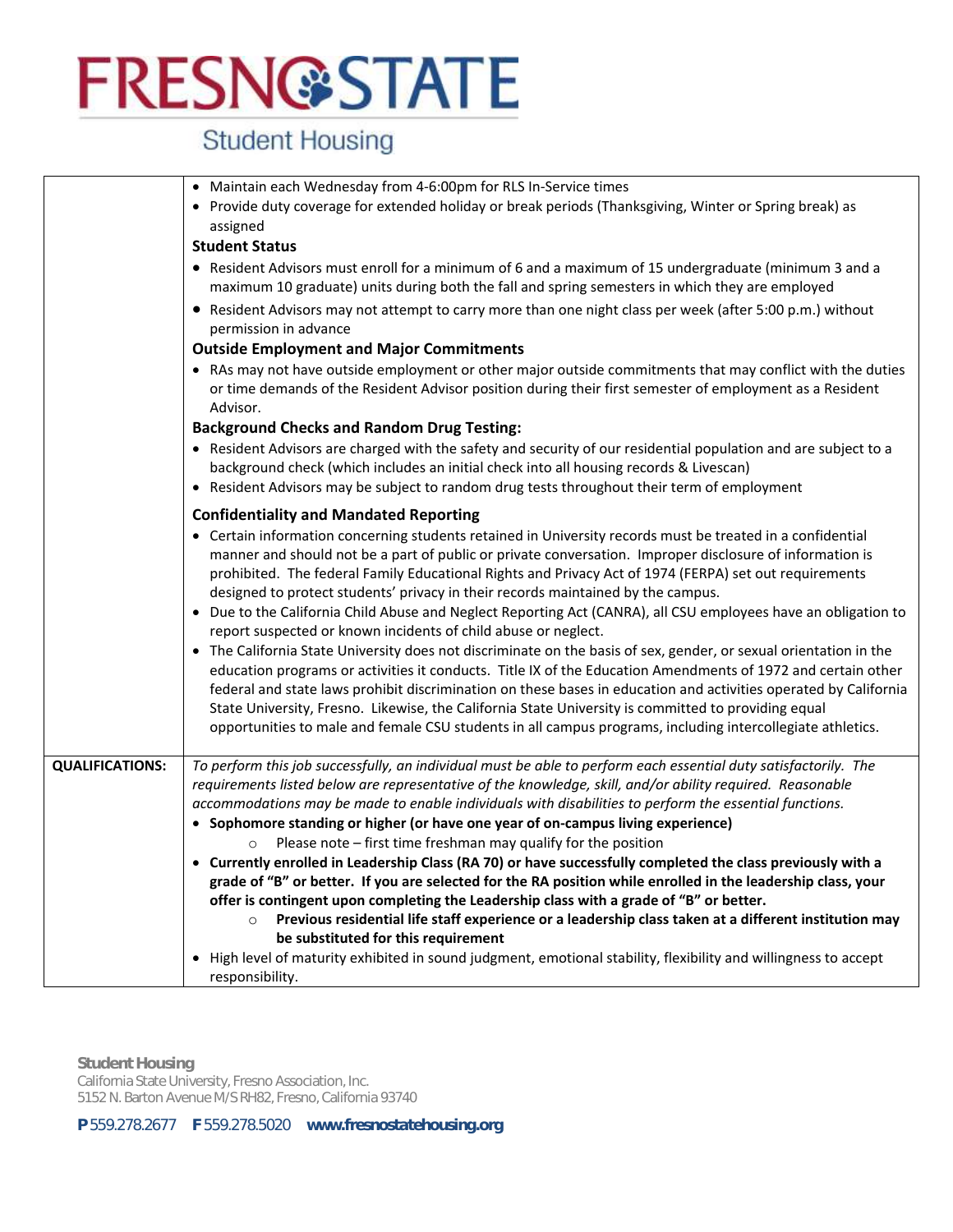| | |
|---|---|
| | • Maintain each Wednesday from 4-6:00pm for RLS In-Service times<br>• Provide duty coverage for extended holiday or break periods (Thanksgiving, Winter or Spring break) as assigned<br>**Student Status**<br>• Resident Advisors must enroll for a minimum of 6 and a maximum of 15 undergraduate (minimum 3 and a maximum 10 graduate) units during both the fall and spring semesters in which they are employed<br>• Resident Advisors may not attempt to carry more than one night class per week (after 5:00 p.m.) without permission in advance<br>**Outside Employment and Major Commitments**<br>• RAs may not have outside employment or other major outside commitments that may conflict with the duties or time demands of the Resident Advisor position during their first semester of employment as a Resident Advisor.<br>**Background Checks and Random Drug Testing:**<br>• Resident Advisors are charged with the safety and security of our residential population and are subject to a background check (which includes an initial check into all housing records & Livescan)<br>• Resident Advisors may be subject to random drug tests throughout their term of employment<br>**Confidentiality and Mandated Reporting**<br>• Certain information concerning students retained in University records must be treated in a confidential manner and should not be a part of public or private conversation. Improper disclosure of information is prohibited. The federal Family Educational Rights and Privacy Act of 1974 (FERPA) set out requirements designed to protect students' privacy in their records maintained by the campus.<br>• Due to the California Child Abuse and Neglect Reporting Act (CANRA), all CSU employees have an obligation to report suspected or known incidents of child abuse or neglect.<br>• The California State University does not discriminate on the basis of sex, gender, or sexual orientation in the education programs or activities it conducts. Title IX of the Education Amendments of 1972 and certain other federal and state laws prohibit discrimination on these bases in education and activities operated by California State University, Fresno. Likewise, the California State University is committed to providing equal opportunities to male and female CSU students in all campus programs, including intercollegiate athletics. |
| **QUALIFICATIONS:** | *To perform this job successfully, an individual must be able to perform each essential duty satisfactorily. The requirements listed below are representative of the knowledge, skill, and/or ability required. Reasonable accommodations may be made to enable individuals with disabilities to perform the essential functions.*<br>• **Sophomore standing or higher (or have one year of on-campus living experience)**<br>&nbsp;&nbsp;&nbsp;&nbsp;○ Please note – first time freshman may qualify for the position<br>• **Currently enrolled in Leadership Class (RA 70) or have successfully completed the class previously with a grade of "B" or better. If you are selected for the RA position while enrolled in the leadership class, your offer is contingent upon completing the Leadership class with a grade of "B" or better.**<br>&nbsp;&nbsp;&nbsp;&nbsp;○ **Previous residential life staff experience or a leadership class taken at a different institution may be substituted for this requirement**<br>• High level of maturity exhibited in sound judgment, emotional stability, flexibility and willingness to accept responsibility. |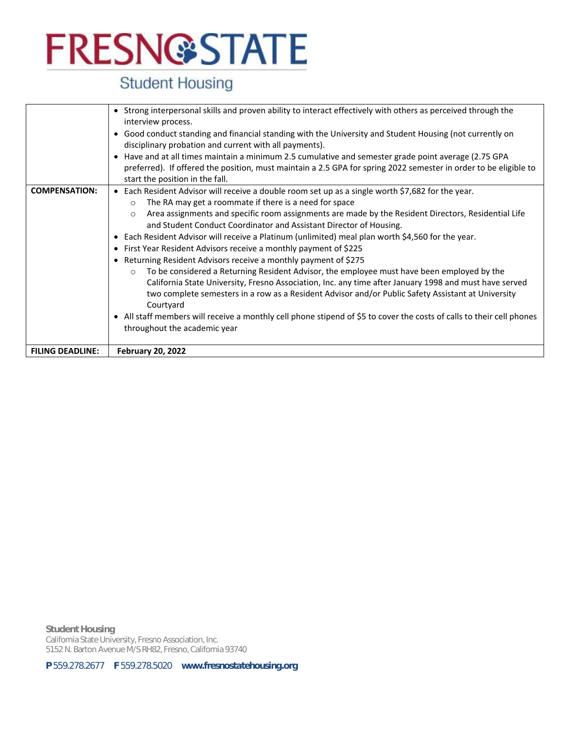# FRESNO STATE

Student Housing

| | |
|---|---|
| | • Strong interpersonal skills and proven ability to interact effectively with others as perceived through the interview process.<br>• Good conduct standing and financial standing with the University and Student Housing (not currently on disciplinary probation and current with all payments).<br>• Have and at all times maintain a minimum 2.5 cumulative and semester grade point average (2.75 GPA preferred). If offered the position, must maintain a 2.5 GPA for spring 2022 semester in order to be eligible to start the position in the fall. |
| **COMPENSATION:** | • Each Resident Advisor will receive a double room set up as a single worth $7,682 for the year.<br>  ○ The RA may get a roommate if there is a need for space<br>  ○ Area assignments and specific room assignments are made by the Resident Directors, Residential Life and Student Conduct Coordinator and Assistant Director of Housing.<br>• Each Resident Advisor will receive a Platinum (unlimited) meal plan worth $4,560 for the year.<br>• First Year Resident Advisors receive a monthly payment of $225<br>• Returning Resident Advisors receive a monthly payment of $275<br>  ○ To be considered a Returning Resident Advisor, the employee must have been employed by the California State University, Fresno Association, Inc. any time after January 1998 and must have served two complete semesters in a row as a Resident Advisor and/or Public Safety Assistant at University Courtyard<br>• All staff members will receive a monthly cell phone stipend of $5 to cover the costs of calls to their cell phones throughout the academic year |
| **FILING DEADLINE:** | **February 20, 2022** |

**Student Housing**
California State University, Fresno Association, Inc.
5152 N. Barton Avenue M/S RH82, Fresno, California 93740

**P** 559.278.2677 **F** 559.278.5020 **www.fresnostatehousing.org**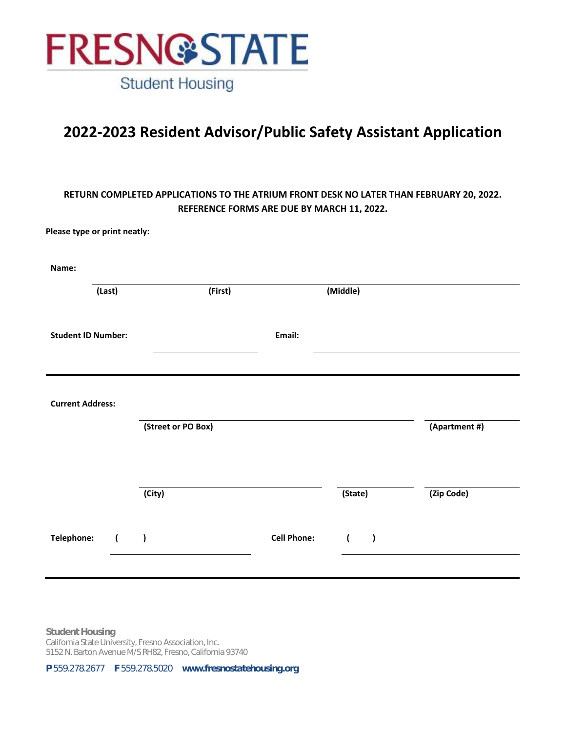FRESNO STATE

Student Housing

# 2022-2023 Resident Advisor/Public Safety Assistant Application

**RETURN COMPLETED APPLICATIONS TO THE ATRIUM FRONT DESK NO LATER THAN FEBRUARY 20, 2022. REFERENCE FORMS ARE DUE BY MARCH 11, 2022.**

**Please type or print neatly:**

**Name:** ______________________________________________

**(Last)** **(First)** **(Middle)**

**Student ID Number:** ____________________ **Email:** ______________________________

---

**Current Address:** ______________________________________ ____________

**(Street or PO Box)** **(Apartment #)**

______________________________ ____________ ____________

**(City)** **(State)** **(Zip Code)**

**Telephone:** ( ) ____________________ **Cell Phone:** ( ) ____________________

---

**Student Housing**
California State University, Fresno Association, Inc.
5152 N. Barton Avenue M/S RH82, Fresno, California 93740

**P** 559.278.2677 **F** 559.278.5020 **www.fresnostatehousing.org**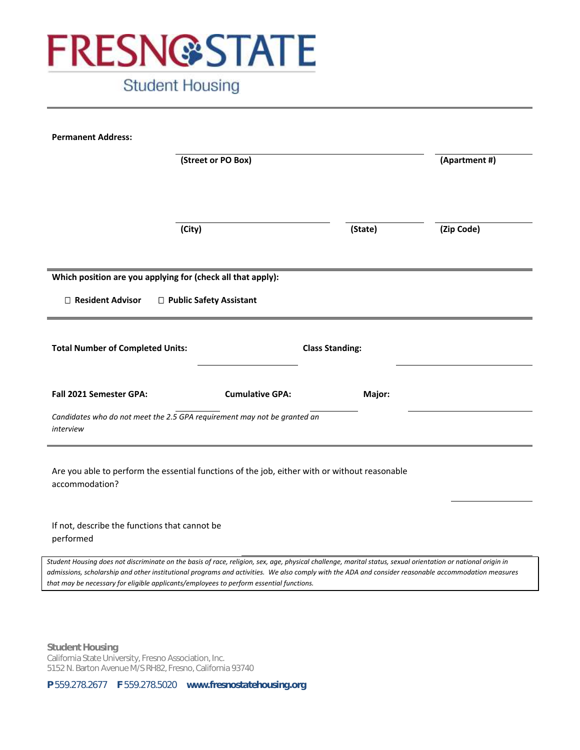# FRESNO STATE

Student Housing

**Permanent Address:**

**(Street or PO Box)** **(Apartment #)**

**(City)** **(State)** **(Zip Code)**

**Which position are you applying for (check all that apply):**

☐ **Resident Advisor** ☐ **Public Safety Assistant**

**Total Number of Completed Units:** **Class Standing:**

**Fall 2021 Semester GPA:** **Cumulative GPA:** **Major:**

*Candidates who do not meet the 2.5 GPA requirement may not be granted an interview*

Are you able to perform the essential functions of the job, either with or without reasonable accommodation?

If not, describe the functions that cannot be performed

*Student Housing does not discriminate on the basis of race, religion, sex, age, physical challenge, marital status, sexual orientation or national origin in admissions, scholarship and other institutional programs and activities. We also comply with the ADA and consider reasonable accommodation measures that may be necessary for eligible applicants/employees to perform essential functions.*

**Student Housing**
California State University, Fresno Association, Inc.
5152 N. Barton Avenue M/S RH82, Fresno, California 93740

**P** 559.278.2677 **F** 559.278.5020 **www.fresnostatehousing.org**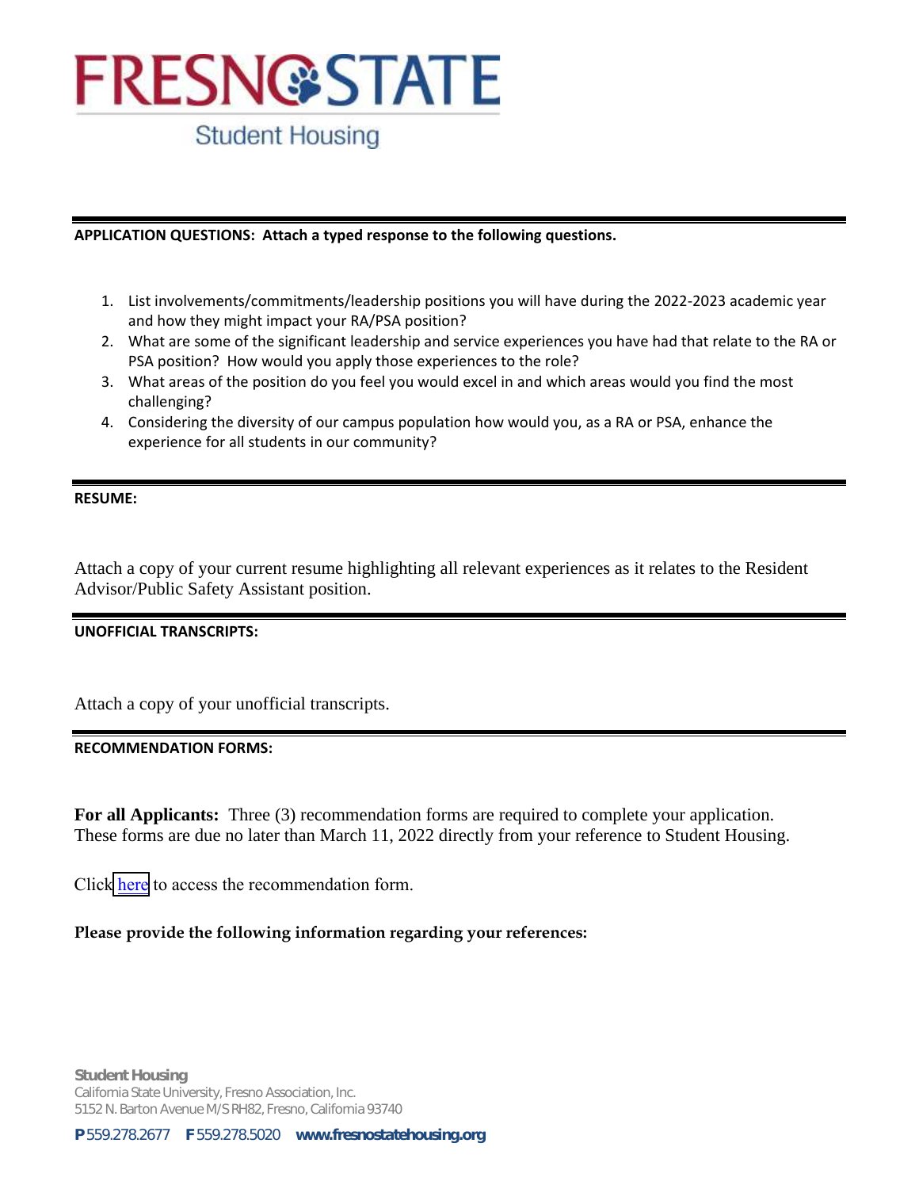# FRESNO STATE

Student Housing

**APPLICATION QUESTIONS: Attach a typed response to the following questions.**

1. List involvements/commitments/leadership positions you will have during the 2022-2023 academic year and how they might impact your RA/PSA position?
2. What are some of the significant leadership and service experiences you have had that relate to the RA or PSA position? How would you apply those experiences to the role?
3. What areas of the position do you feel you would excel in and which areas would you find the most challenging?
4. Considering the diversity of our campus population how would you, as a RA or PSA, enhance the experience for all students in our community?

**RESUME:**

Attach a copy of your current resume highlighting all relevant experiences as it relates to the Resident Advisor/Public Safety Assistant position.

**UNOFFICIAL TRANSCRIPTS:**

Attach a copy of your unofficial transcripts.

**RECOMMENDATION FORMS:**

**For all Applicants:** Three (3) recommendation forms are required to complete your application. These forms are due no later than March 11, 2022 directly from your reference to Student Housing.

Click here to access the recommendation form.

**Please provide the following information regarding your references:**

**Student Housing**
California State University, Fresno Association, Inc.
5152 N. Barton Avenue M/S RH82, Fresno, California 93740

**P** 559.278.2677 **F** 559.278.5020 **www.fresnostatehousing.org**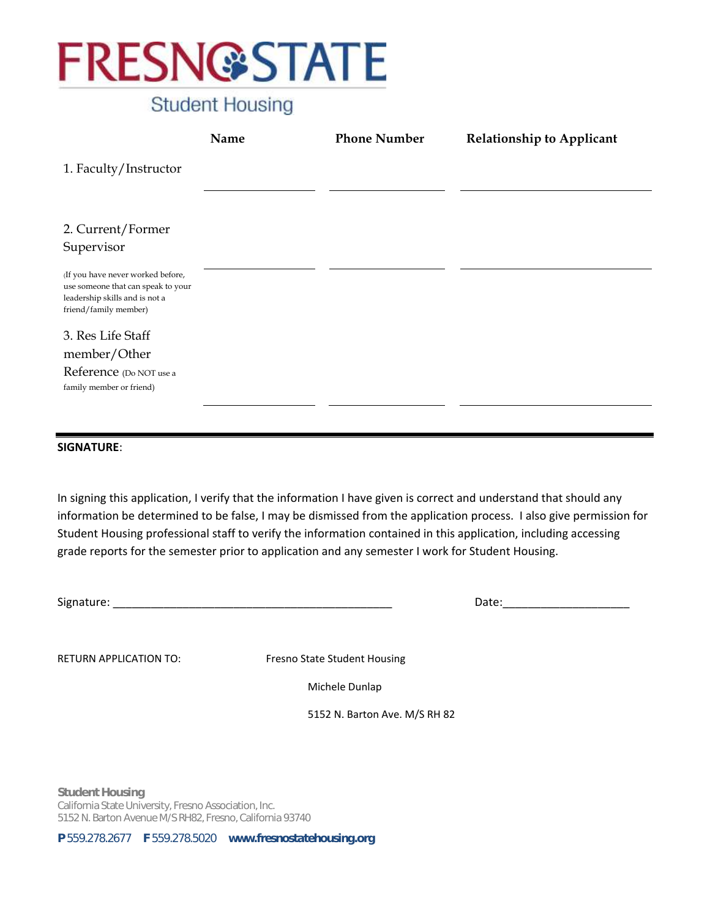# FRESNO STATE

Student Housing

| | Name | Phone Number | Relationship to Applicant |
|---|---|---|---|
| 1. Faculty/Instructor | | | |
| 2. Current/Former Supervisor (If you have never worked before, use someone that can speak to your leadership skills and is not a friend/family member) | | | |
| 3. Res Life Staff member/Other Reference (Do NOT use a family member or friend) | | | |

---

**SIGNATURE**:

In signing this application, I verify that the information I have given is correct and understand that should any information be determined to be false, I may be dismissed from the application process. I also give permission for Student Housing professional staff to verify the information contained in this application, including accessing grade reports for the semester prior to application and any semester I work for Student Housing.

Signature: ______________________________________________ Date:____________________

RETURN APPLICATION TO: Fresno State Student Housing

Michele Dunlap

5152 N. Barton Ave. M/S RH 82

**Student Housing**
California State University, Fresno Association, Inc.
5152 N. Barton Avenue M/S RH82, Fresno, California 93740

**P** 559.278.2677 **F** 559.278.5020 **www.fresnostatehousing.org**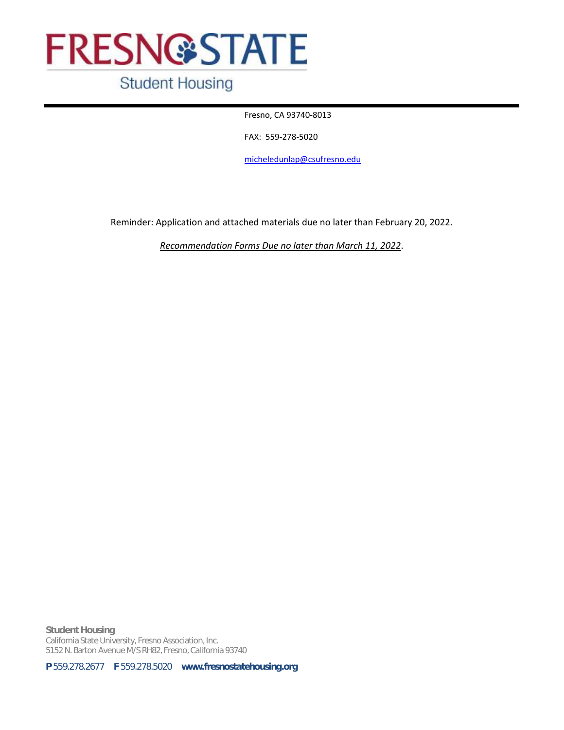# FRESNO STATE

Student Housing

Fresno, CA 93740-8013

FAX: 559-278-5020

micheledunlap@csufresno.edu

Reminder: Application and attached materials due no later than February 20, 2022.

*Recommendation Forms Due no later than March 11, 2022*.

**Student Housing**
California State University, Fresno Association, Inc.
5152 N. Barton Avenue M/S RH82, Fresno, California 93740

**P** 559.278.2677 **F** 559.278.5020 **www.fresnostatehousing.org**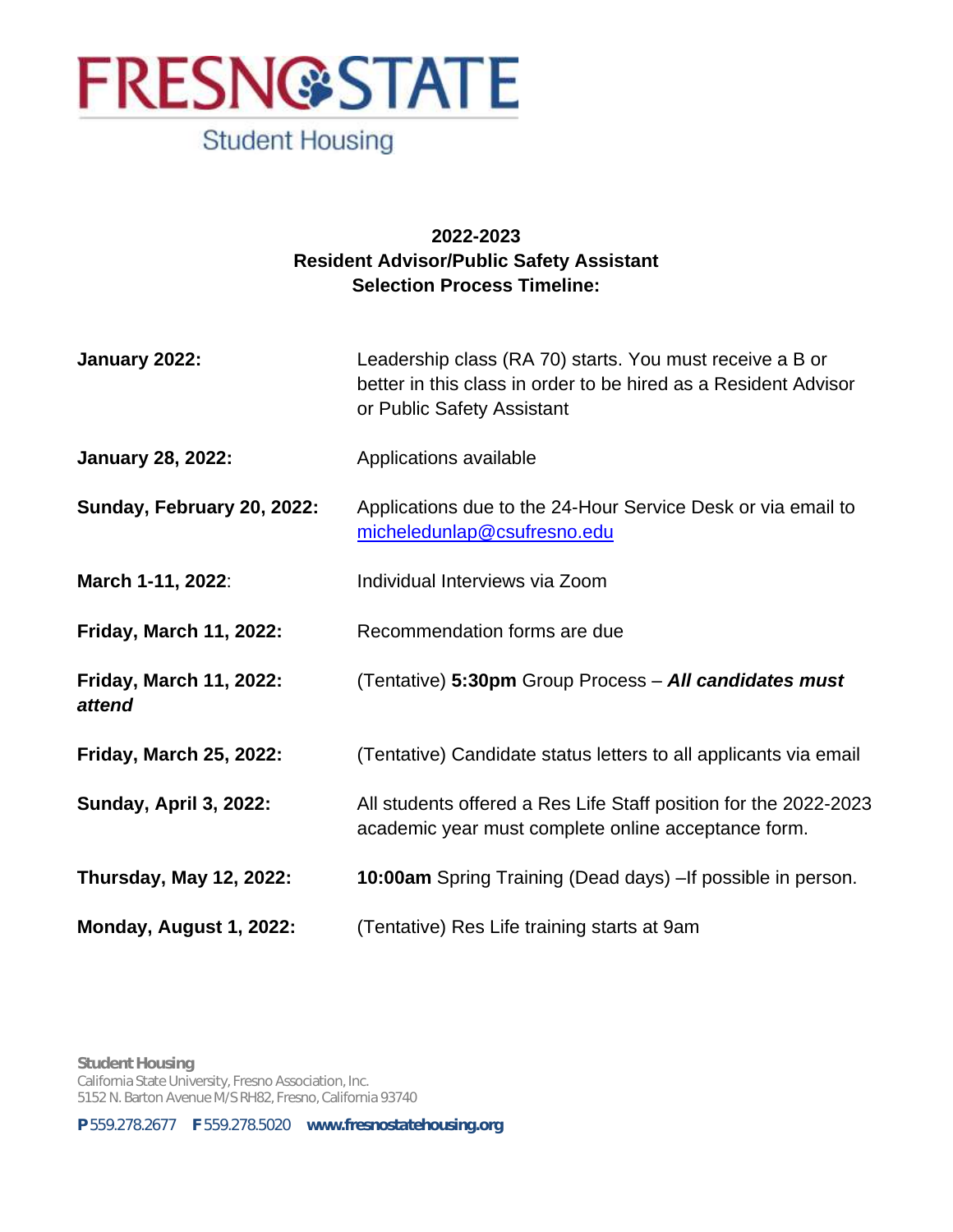FRESNO STATE

Student Housing

**2022-2023**
**Resident Advisor/Public Safety Assistant**
**Selection Process Timeline:**

| | |
|---|---|
| **January 2022:** | Leadership class (RA 70) starts. You must receive a B or better in this class in order to be hired as a Resident Advisor or Public Safety Assistant |
| **January 28, 2022:** | Applications available |
| **Sunday, February 20, 2022:** | Applications due to the 24-Hour Service Desk or via email to micheledunlap@csufresno.edu |
| **March 1-11, 2022**: | Individual Interviews via Zoom |
| **Friday, March 11, 2022:** | Recommendation forms are due |
| **Friday, March 11, 2022:** | (Tentative) **5:30pm** Group Process – ***All candidates must attend*** |
| **Friday, March 25, 2022:** | (Tentative) Candidate status letters to all applicants via email |
| **Sunday, April 3, 2022:** | All students offered a Res Life Staff position for the 2022-2023 academic year must complete online acceptance form. |
| **Thursday, May 12, 2022:** | **10:00am** Spring Training (Dead days) –If possible in person. |
| **Monday, August 1, 2022:** | (Tentative) Res Life training starts at 9am |

**Student Housing**
California State University, Fresno Association, Inc.
5152 N. Barton Avenue M/S RH82, Fresno, California 93740

**P** 559.278.2677 **F** 559.278.5020 **www.fresnostatehousing.org**